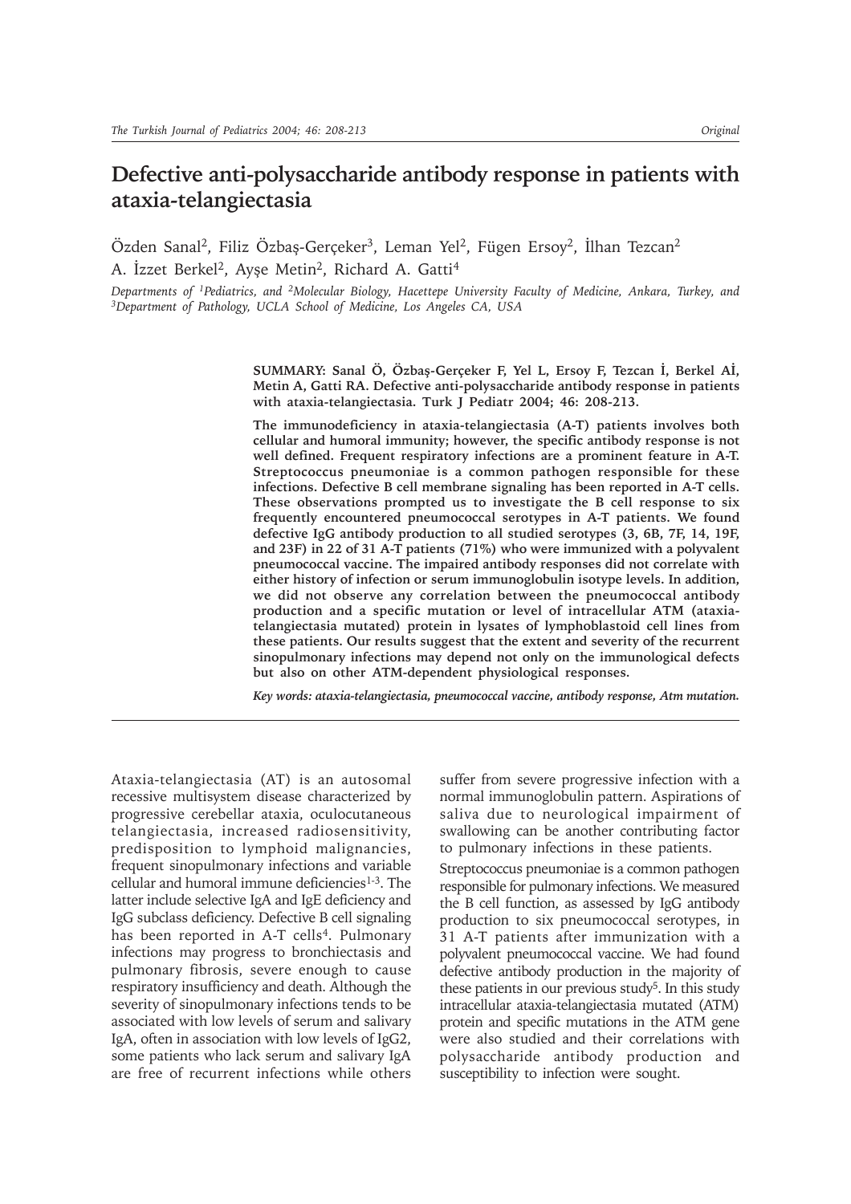# Defective anti-polysaccharide antibody response in patients with ataxia-telangiectasia

Özden Sanal[2], Filiz Özbaş-Gerçeker[3], Leman Yel[2], Fügen Ersoy[2], İlhan Tezcan[2]
A. İzzet Berkel[2], Ayşe Metin[2], Richard A. Gatti[4]

*Departments of [1]Pediatrics, and [2]Molecular Biology, Hacettepe University Faculty of Medicine, Ankara, Turkey, and [3]Department of Pathology, UCLA School of Medicine, Los Angeles CA, USA*

**SUMMARY: Sanal Ö, Özbaş-Gerçeker F, Yel L, Ersoy F, Tezcan İ, Berkel Aİ, Metin A, Gatti RA. Defective anti-polysaccharide antibody response in patients with ataxia-telangiectasia. Turk J Pediatr 2004; 46: 208-213.**

**The immunodeficiency in ataxia-telangiectasia (A-T) patients involves both cellular and humoral immunity; however, the specific antibody response is not well defined. Frequent respiratory infections are a prominent feature in A-T. Streptococcus pneumoniae is a common pathogen responsible for these infections. Defective B cell membrane signaling has been reported in A-T cells. These observations prompted us to investigate the B cell response to six frequently encountered pneumococcal serotypes in A-T patients. We found defective IgG antibody production to all studied serotypes (3, 6B, 7F, 14, 19F, and 23F) in 22 of 31 A-T patients (71%) who were immunized with a polyvalent pneumococcal vaccine. The impaired antibody responses did not correlate with either history of infection or serum immunoglobulin isotype levels. In addition, we did not observe any correlation between the pneumococcal antibody production and a specific mutation or level of intracellular ATM (ataxia-telangiectasia mutated) protein in lysates of lymphoblastoid cell lines from these patients. Our results suggest that the extent and severity of the recurrent sinopulmonary infections may depend not only on the immunological defects but also on other ATM-dependent physiological responses.**

***Key words: ataxia-telangiectasia, pneumococcal vaccine, antibody response, Atm mutation.***

Ataxia-telangiectasia (AT) is an autosomal recessive multisystem disease characterized by progressive cerebellar ataxia, oculocutaneous telangiectasia, increased radiosensitivity, predisposition to lymphoid malignancies, frequent sinopulmonary infections and variable cellular and humoral immune deficiencies[1-3]. The latter include selective IgA and IgE deficiency and IgG subclass deficiency. Defective B cell signaling has been reported in A-T cells[4]. Pulmonary infections may progress to bronchiectasis and pulmonary fibrosis, severe enough to cause respiratory insufficiency and death. Although the severity of sinopulmonary infections tends to be associated with low levels of serum and salivary IgA, often in association with low levels of IgG2, some patients who lack serum and salivary IgA are free of recurrent infections while others suffer from severe progressive infection with a normal immunoglobulin pattern. Aspirations of saliva due to neurological impairment of swallowing can be another contributing factor to pulmonary infections in these patients.

Streptococcus pneumoniae is a common pathogen responsible for pulmonary infections. We measured the B cell function, as assessed by IgG antibody production to six pneumococcal serotypes, in 31 A-T patients after immunization with a polyvalent pneumococcal vaccine. We had found defective antibody production in the majority of these patients in our previous study[5]. In this study intracellular ataxia-telangiectasia mutated (ATM) protein and specific mutations in the ATM gene were also studied and their correlations with polysaccharide antibody production and susceptibility to infection were sought.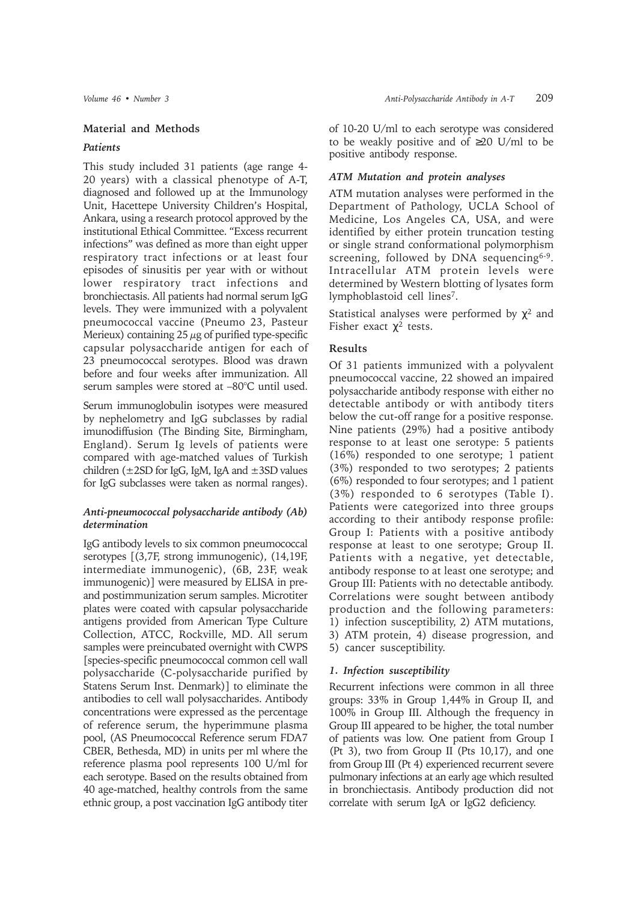## Material and Methods

### *Patients*

This study included 31 patients (age range 4-20 years) with a classical phenotype of A-T, diagnosed and followed up at the Immunology Unit, Hacettepe University Children's Hospital, Ankara, using a research protocol approved by the institutional Ethical Committee. "Excess recurrent infections" was defined as more than eight upper respiratory tract infections or at least four episodes of sinusitis per year with or without lower respiratory tract infections and bronchiectasis. All patients had normal serum IgG levels. They were immunized with a polyvalent pneumococcal vaccine (Pneumo 23, Pasteur Merieux) containing 25 $\mu$g of purified type-specific capsular polysaccharide antigen for each of 23 pneumococcal serotypes. Blood was drawn before and four weeks after immunization. All serum samples were stored at –80°C until used.

Serum immunoglobulin isotypes were measured by nephelometry and IgG subclasses by radial imunodiffusion (The Binding Site, Birmingham, England). Serum Ig levels of patients were compared with age-matched values of Turkish children (±2SD for IgG, IgM, IgA and ±3SD values for IgG subclasses were taken as normal ranges).

### *Anti-pneumococcal polysaccharide antibody (Ab) determination*

IgG antibody levels to six common pneumococcal serotypes [(3,7F, strong immunogenic), (14,19F, intermediate immunogenic), (6B, 23F, weak immunogenic)] were measured by ELISA in pre- and postimmunization serum samples. Microtiter plates were coated with capsular polysaccharide antigens provided from American Type Culture Collection, ATCC, Rockville, MD. All serum samples were preincubated overnight with CWPS [species-specific pneumococcal common cell wall polysaccharide (C-polysaccharide purified by Statens Serum Inst. Denmark)] to eliminate the antibodies to cell wall polysaccharides. Antibody concentrations were expressed as the percentage of reference serum, the hyperimmune plasma pool, (AS Pneumococcal Reference serum FDA7 CBER, Bethesda, MD) in units per ml where the reference plasma pool represents 100 U/ml for each serotype. Based on the results obtained from 40 age-matched, healthy controls from the same ethnic group, a post vaccination IgG antibody titer of 10-20 U/ml to each serotype was considered to be weakly positive and of ≥20 U/ml to be positive antibody response.

### *ATM Mutation and protein analyses*

ATM mutation analyses were performed in the Department of Pathology, UCLA School of Medicine, Los Angeles CA, USA, and were identified by either protein truncation testing or single strand conformational polymorphism screening, followed by DNA sequencing[6-9]. Intracellular ATM protein levels were determined by Western blotting of lysates form lymphoblastoid cell lines[7].

Statistical analyses were performed by $\chi^2$ and Fisher exact $\chi^2$ tests.

## Results

Of 31 patients immunized with a polyvalent pneumococcal vaccine, 22 showed an impaired polysaccharide antibody response with either no detectable antibody or with antibody titers below the cut-off range for a positive response. Nine patients (29%) had a positive antibody response to at least one serotype: 5 patients (16%) responded to one serotype; 1 patient (3%) responded to two serotypes; 2 patients (6%) responded to four serotypes; and 1 patient (3%) responded to 6 serotypes (Table I). Patients were categorized into three groups according to their antibody response profile: Group I: Patients with a positive antibody response at least to one serotype; Group II. Patients with a negative, yet detectable, antibody response to at least one serotype; and Group III: Patients with no detectable antibody. Correlations were sought between antibody production and the following parameters: 1) infection susceptibility, 2) ATM mutations, 3) ATM protein, 4) disease progression, and 5) cancer susceptibility.

### *1. Infection susceptibility*

Recurrent infections were common in all three groups: 33% in Group 1,44% in Group II, and 100% in Group III. Although the frequency in Group III appeared to be higher, the total number of patients was low. One patient from Group I (Pt 3), two from Group II (Pts 10,17), and one from Group III (Pt 4) experienced recurrent severe pulmonary infections at an early age which resulted in bronchiectasis. Antibody production did not correlate with serum IgA or IgG2 deficiency.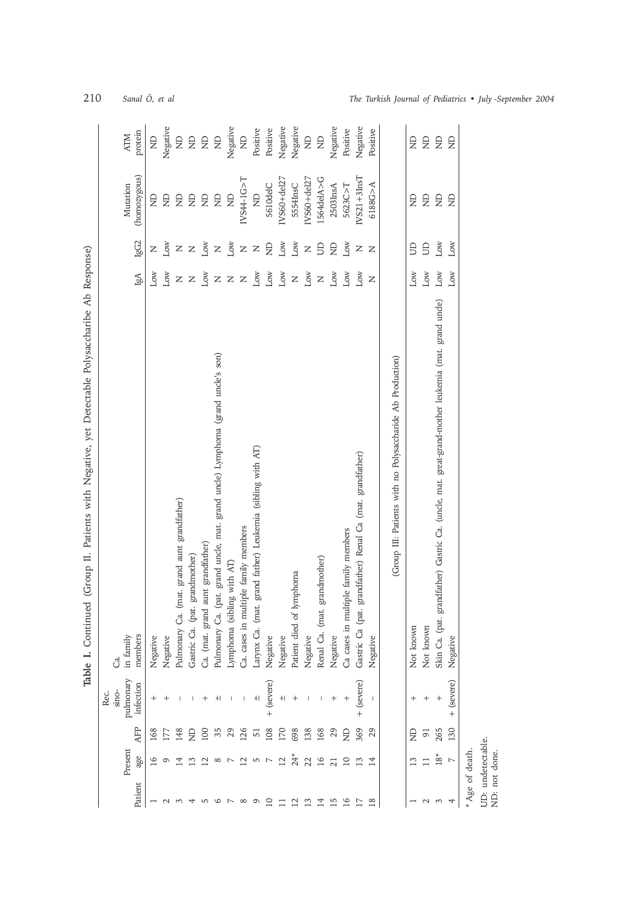**Table I.** Continued (Group II. Patients with Negative, yet Detectable Polysaccharibe Ab Response)

| Patient | Present age | AFP | Rec. sino-pulmonary infection | Ca. in family members | IgA | IgG2 | Mutation (homozygous) | ATM protein |
|---|---|---|---|---|---|---|---|---|
| 1 | 16 | 168 | + | Negative | Low | N | ND | ND |
| 2 | 9 | 177 | + | Negative | Low | Low | ND | Negative |
| 3 | 14 | 148 | – | Pulmonary Ca. (mat. grand aunt grandfather) | N | N | ND | ND |
| 4 | 13 | ND | – | Gastric Ca. (pat. grandmother) | N | N | ND | ND |
| 5 | 12 | 100 | + | Ca. (mat. grand aunt grandfather) | Low | Low | ND | ND |
| 6 | 8 | 35 | ± | Pulmonary Ca. (pat. grand uncle, mat. grand uncle) Lymphoma (grand uncle's son) | N | N | ND | ND |
| 7 | 7 | 29 | – | Lymphoma (sibling with AT) | N | Low | ND | Negative |
| 8 | 12 | 126 | – | Ca. cases in multiple family members | N | N | IVS44-1G>T | ND |
| 9 | 5 | 51 | ± | Larynx Ca. (mat. grand father) Leukemia (sibling with AT) | Low | N | ND | Positive |
| 10 | 7 | 108 | + (severe) | Negative | Low | ND | 5610delC | Positive |
| 11 | 12 | 170 | ± | Negative | Low | Low | IVS60+del27 | Negative |
| 12 | 24* | 698 | + | Patient died of lymphoma | N | Low | 5554InsC | Negative |
| 13 | 22 | 138 | – | Negative | Low | N | IVS60+del27 | ND |
| 14 | 16 | 168 | – | Renal Ca. (mat. grandmother) | N | UD | 1564delA>G | ND |
| 15 | 21 | 29 | + | Negative | Low | ND | 2503InsA | Negative |
| 16 | 10 | ND | + | Ca cases in multiple family members | Low | Low | 5623C>T | Positive |
| 17 | 13 | 369 | + (severe) | Gastric Ca (pat. grandfather) Renal Ca (mat. grandfather) | Low | N | IVS21+3InsT | Negative |
| 18 | 14 | 29 | – | Negative | N | N | 6188G>A | Positive |
| | | | | (Group III: Patients with no Polysaccharide Ab Production) | | | | |
| 1 | 13 | ND | + | Not known | Low | UD | ND | ND |
| 2 | 11 | 91 | + | Not known | Low | UD | ND | ND |
| 3 | 18* | 265 | + | Skin Ca. (pat. grandfather) Gastric Ca. (uncle, mat. great-grand-mother leukemia (mat. grand unde) | Low | Low | ND | ND |
| 4 | 7 | 130 | + (severe) | Negative | Low | Low | ND | ND |

\* Age of death.
UD: undetectable.
ND: not done.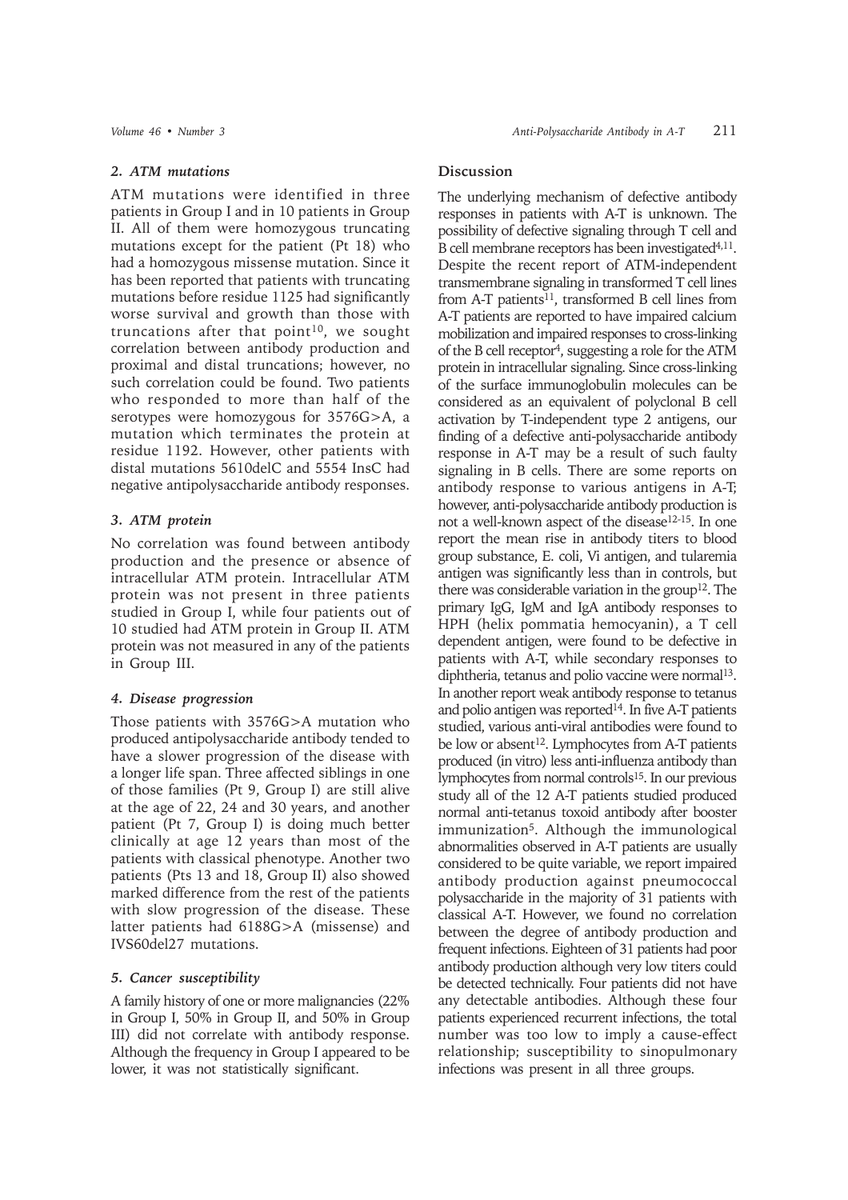### 2. ATM mutations

ATM mutations were identified in three patients in Group I and in 10 patients in Group II. All of them were homozygous truncating mutations except for the patient (Pt 18) who had a homozygous missense mutation. Since it has been reported that patients with truncating mutations before residue 1125 had significantly worse survival and growth than those with truncations after that point[10], we sought correlation between antibody production and proximal and distal truncations; however, no such correlation could be found. Two patients who responded to more than half of the serotypes were homozygous for 3576G>A, a mutation which terminates the protein at residue 1192. However, other patients with distal mutations 5610delC and 5554 InsC had negative antipolysaccharide antibody responses.

### 3. ATM protein

No correlation was found between antibody production and the presence or absence of intracellular ATM protein. Intracellular ATM protein was not present in three patients studied in Group I, while four patients out of 10 studied had ATM protein in Group II. ATM protein was not measured in any of the patients in Group III.

### 4. Disease progression

Those patients with 3576G>A mutation who produced antipolysaccharide antibody tended to have a slower progression of the disease with a longer life span. Three affected siblings in one of those families (Pt 9, Group I) are still alive at the age of 22, 24 and 30 years, and another patient (Pt 7, Group I) is doing much better clinically at age 12 years than most of the patients with classical phenotype. Another two patients (Pts 13 and 18, Group II) also showed marked difference from the rest of the patients with slow progression of the disease. These latter patients had 6188G>A (missense) and IVS60del27 mutations.

### 5. Cancer susceptibility

A family history of one or more malignancies (22% in Group I, 50% in Group II, and 50% in Group III) did not correlate with antibody response. Although the frequency in Group I appeared to be lower, it was not statistically significant.

## Discussion

The underlying mechanism of defective antibody responses in patients with A-T is unknown. The possibility of defective signaling through T cell and B cell membrane receptors has been investigated[4,11]. Despite the recent report of ATM-independent transmembrane signaling in transformed T cell lines from A-T patients[11], transformed B cell lines from A-T patients are reported to have impaired calcium mobilization and impaired responses to cross-linking of the B cell receptor[4], suggesting a role for the ATM protein in intracellular signaling. Since cross-linking of the surface immunoglobulin molecules can be considered as an equivalent of polyclonal B cell activation by T-independent type 2 antigens, our finding of a defective anti-polysaccharide antibody response in A-T may be a result of such faulty signaling in B cells. There are some reports on antibody response to various antigens in A-T; however, anti-polysaccharide antibody production is not a well-known aspect of the disease[12-15]. In one report the mean rise in antibody titers to blood group substance, E. coli, Vi antigen, and tularemia antigen was significantly less than in controls, but there was considerable variation in the group[12]. The primary IgG, IgM and IgA antibody responses to HPH (helix pommatia hemocyanin), a T cell dependent antigen, were found to be defective in patients with A-T, while secondary responses to diphtheria, tetanus and polio vaccine were normal[13]. In another report weak antibody response to tetanus and polio antigen was reported[14]. In five A-T patients studied, various anti-viral antibodies were found to be low or absent[12]. Lymphocytes from A-T patients produced (in vitro) less anti-influenza antibody than lymphocytes from normal controls[15]. In our previous study all of the 12 A-T patients studied produced normal anti-tetanus toxoid antibody after booster immunization[5]. Although the immunological abnormalities observed in A-T patients are usually considered to be quite variable, we report impaired antibody production against pneumococcal polysaccharide in the majority of 31 patients with classical A-T. However, we found no correlation between the degree of antibody production and frequent infections. Eighteen of 31 patients had poor antibody production although very low titers could be detected technically. Four patients did not have any detectable antibodies. Although these four patients experienced recurrent infections, the total number was too low to imply a cause-effect relationship; susceptibility to sinopulmonary infections was present in all three groups.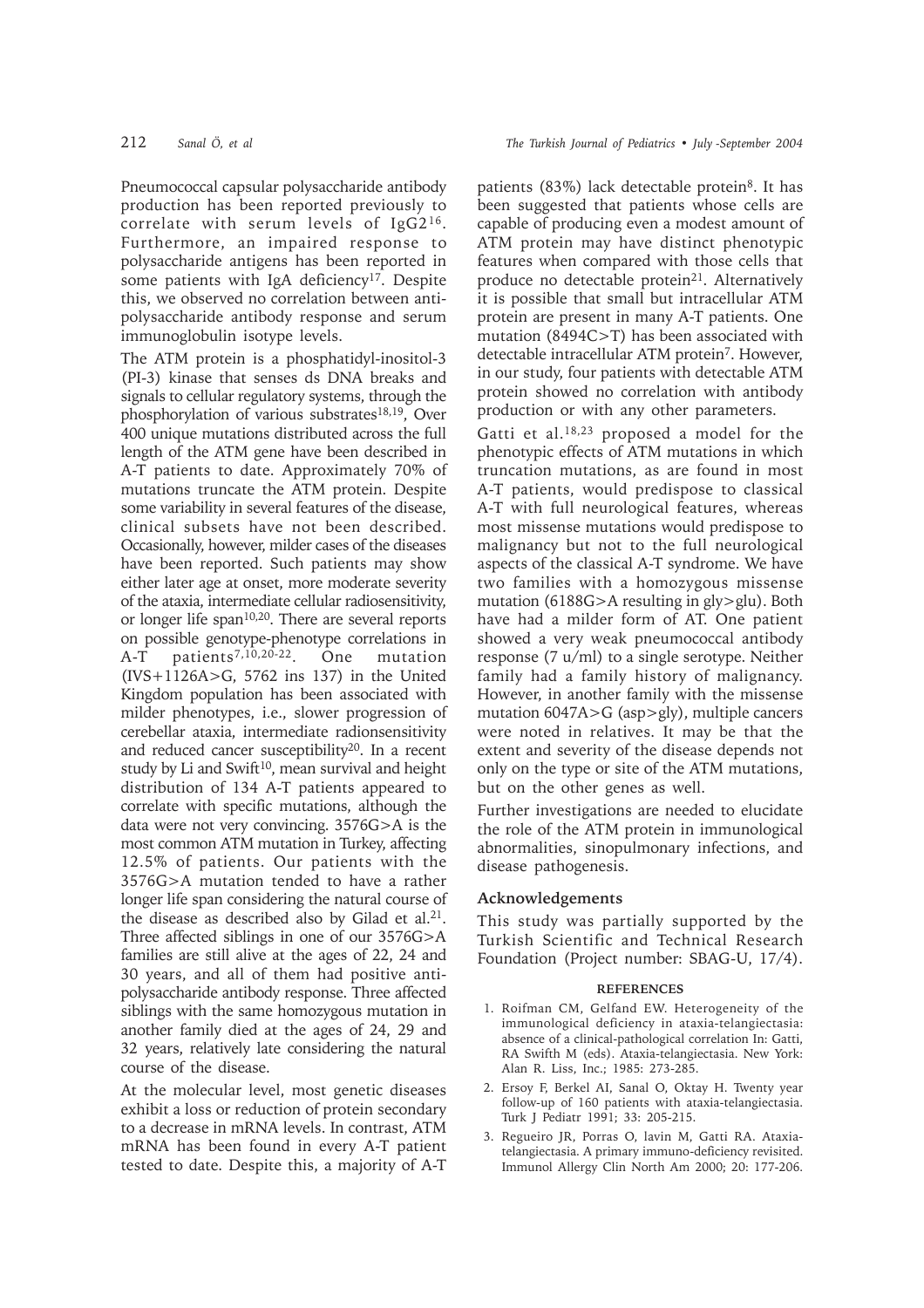Pneumococcal capsular polysaccharide antibody production has been reported previously to correlate with serum levels of IgG2[16]. Furthermore, an impaired response to polysaccharide antigens has been reported in some patients with IgA deficiency[17]. Despite this, we observed no correlation between anti-polysaccharide antibody response and serum immunoglobulin isotype levels.

The ATM protein is a phosphatidyl-inositol-3 (PI-3) kinase that senses ds DNA breaks and signals to cellular regulatory systems, through the phosphorylation of various substrates[18,19], Over 400 unique mutations distributed across the full length of the ATM gene have been described in A-T patients to date. Approximately 70% of mutations truncate the ATM protein. Despite some variability in several features of the disease, clinical subsets have not been described. Occasionally, however, milder cases of the diseases have been reported. Such patients may show either later age at onset, more moderate severity of the ataxia, intermediate cellular radiosensitivity, or longer life span[10,20]. There are several reports on possible genotype-phenotype correlations in A-T patients[7,10,20-22]. One mutation (IVS+1126A>G, 5762 ins 137) in the United Kingdom population has been associated with milder phenotypes, i.e., slower progression of cerebellar ataxia, intermediate radionsensitivity and reduced cancer susceptibility[20]. In a recent study by Li and Swift[10], mean survival and height distribution of 134 A-T patients appeared to correlate with specific mutations, although the data were not very convincing. 3576G>A is the most common ATM mutation in Turkey, affecting 12.5% of patients. Our patients with the 3576G>A mutation tended to have a rather longer life span considering the natural course of the disease as described also by Gilad et al.[21]. Three affected siblings in one of our 3576G>A families are still alive at the ages of 22, 24 and 30 years, and all of them had positive anti-polysaccharide antibody response. Three affected siblings with the same homozygous mutation in another family died at the ages of 24, 29 and 32 years, relatively late considering the natural course of the disease.

At the molecular level, most genetic diseases exhibit a loss or reduction of protein secondary to a decrease in mRNA levels. In contrast, ATM mRNA has been found in every A-T patient tested to date. Despite this, a majority of A-T patients (83%) lack detectable protein[8]. It has been suggested that patients whose cells are capable of producing even a modest amount of ATM protein may have distinct phenotypic features when compared with those cells that produce no detectable protein[21]. Alternatively it is possible that small but intracellular ATM protein are present in many A-T patients. One mutation (8494C>T) has been associated with detectable intracellular ATM protein[7]. However, in our study, four patients with detectable ATM protein showed no correlation with antibody production or with any other parameters.

Gatti et al.[18,23] proposed a model for the phenotypic effects of ATM mutations in which truncation mutations, as are found in most A-T patients, would predispose to classical A-T with full neurological features, whereas most missense mutations would predispose to malignancy but not to the full neurological aspects of the classical A-T syndrome. We have two families with a homozygous missense mutation (6188G>A resulting in gly>glu). Both have had a milder form of AT. One patient showed a very weak pneumococcal antibody response (7 u/ml) to a single serotype. Neither family had a family history of malignancy. However, in another family with the missense mutation 6047A>G (asp>gly), multiple cancers were noted in relatives. It may be that the extent and severity of the disease depends not only on the type or site of the ATM mutations, but on the other genes as well.

Further investigations are needed to elucidate the role of the ATM protein in immunological abnormalities, sinopulmonary infections, and disease pathogenesis.

## Acknowledgements

This study was partially supported by the Turkish Scientific and Technical Research Foundation (Project number: SBAG-U, 17/4).

## REFERENCES

1. Roifman CM, Gelfand EW. Heterogeneity of the immunological deficiency in ataxia-telangiectasia: absence of a clinical-pathological correlation In: Gatti, RA Swifth M (eds). Ataxia-telangiectasia. New York: Alan R. Liss, Inc.; 1985: 273-285.
2. Ersoy F, Berkel AI, Sanal O, Oktay H. Twenty year follow-up of 160 patients with ataxia-telangiectasia. Turk J Pediatr 1991; 33: 205-215.
3. Regueiro JR, Porras O, lavin M, Gatti RA. Ataxia-telangiectasia. A primary immuno-deficiency revisited. Immunol Allergy Clin North Am 2000; 20: 177-206.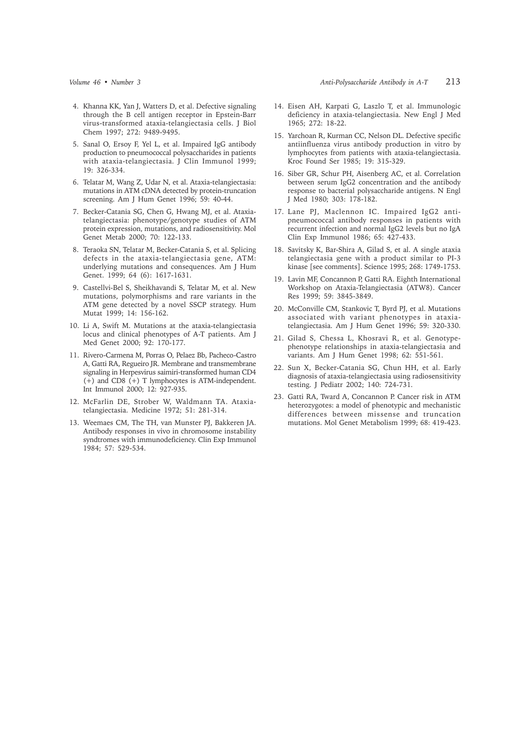4. Khanna KK, Yan J, Watters D, et al. Defective signaling through the B cell antigen receptor in Epstein-Barr virus-transformed ataxia-telangiectasia cells. J Biol Chem 1997; 272: 9489-9495.
5. Sanal O, Ersoy F, Yel L, et al. Impaired IgG antibody production to pneumococcal polysaccharides in patients with ataxia-telangiectasia. J Clin Immunol 1999; 19: 326-334.
6. Telatar M, Wang Z, Udar N, et al. Ataxia-telangiectasia: mutations in ATM cDNA detected by protein-truncation screening. Am J Hum Genet 1996; 59: 40-44.
7. Becker-Catania SG, Chen G, Hwang MJ, et al. Ataxia-telangiectasia: phenotype/genotype studies of ATM protein expression, mutations, and radiosensitivity. Mol Genet Metab 2000; 70: 122-133.
8. Teraoka SN, Telatar M, Becker-Catania S, et al. Splicing defects in the ataxia-telangiectasia gene, ATM: underlying mutations and consequences. Am J Hum Genet. 1999; 64 (6): 1617-1631.
9. Castellvi-Bel S, Sheikhavandi S, Telatar M, et al. New mutations, polymorphisms and rare variants in the ATM gene detected by a novel SSCP strategy. Hum Mutat 1999; 14: 156-162.
10. Li A, Swift M. Mutations at the ataxia-telangiectasia locus and clinical phenotypes of A-T patients. Am J Med Genet 2000; 92: 170-177.
11. Rivero-Carmena M, Porras O, Pelaez Bb, Pacheco-Castro A, Gatti RA, Regueiro JR. Membrane and transmembrane signaling in Herpesvirus saimiri-transformed human CD4 (+) and CD8 (+) T lymphocytes is ATM-independent. Int Immunol 2000; 12: 927-935.
12. McFarlin DE, Strober W, Waldmann TA. Ataxia-telangiectasia. Medicine 1972; 51: 281-314.
13. Weemaes CM, The TH, van Munster PJ, Bakkeren JA. Antibody responses in vivo in chromosome instability syndtromes with immunodeficiency. Clin Exp Immunol 1984; 57: 529-534.
14. Eisen AH, Karpati G, Laszlo T, et al. Immunologic deficiency in ataxia-telangiectasia. New Engl J Med 1965; 272: 18-22.
15. Yarchoan R, Kurman CC, Nelson DL. Defective specific antiinfluenza virus antibody production in vitro by lymphocytes from patients with ataxia-telangiectasia. Kroc Found Ser 1985; 19: 315-329.
16. Siber GR, Schur PH, Aisenberg AC, et al. Correlation between serum IgG2 concentration and the antibody response to bacterial polysaccharide antigens. N Engl J Med 1980; 303: 178-182.
17. Lane PJ, Maclennon IC. Impaired IgG2 anti-pneumococcal antibody responses in patients with recurrent infection and normal IgG2 levels but no IgA Clin Exp Immunol 1986; 65: 427-433.
18. Savitsky K, Bar-Shira A, Gilad S, et al. A single ataxia telangiectasia gene with a product similar to PI-3 kinase [see comments]. Science 1995; 268: 1749-1753.
19. Lavin MF, Concannon P, Gatti RA. Eighth International Workshop on Ataxia-Telangiectasia (ATW8). Cancer Res 1999; 59: 3845-3849.
20. McConville CM, Stankovic T, Byrd PJ, et al. Mutations associated with variant phenotypes in ataxia-telangiectasia. Am J Hum Genet 1996; 59: 320-330.
21. Gilad S, Chessa L, Khosravi R, et al. Genotype-phenotype relationships in ataxia-telangiectasia and variants. Am J Hum Genet 1998; 62: 551-561.
22. Sun X, Becker-Catania SG, Chun HH, et al. Early diagnosis of ataxia-telangiectasia using radiosensitivity testing. J Pediatr 2002; 140: 724-731.
23. Gatti RA, Tward A, Concannon P. Cancer risk in ATM heterozygotes: a model of phenotypic and mechanistic differences between missense and truncation mutations. Mol Genet Metabolism 1999; 68: 419-423.